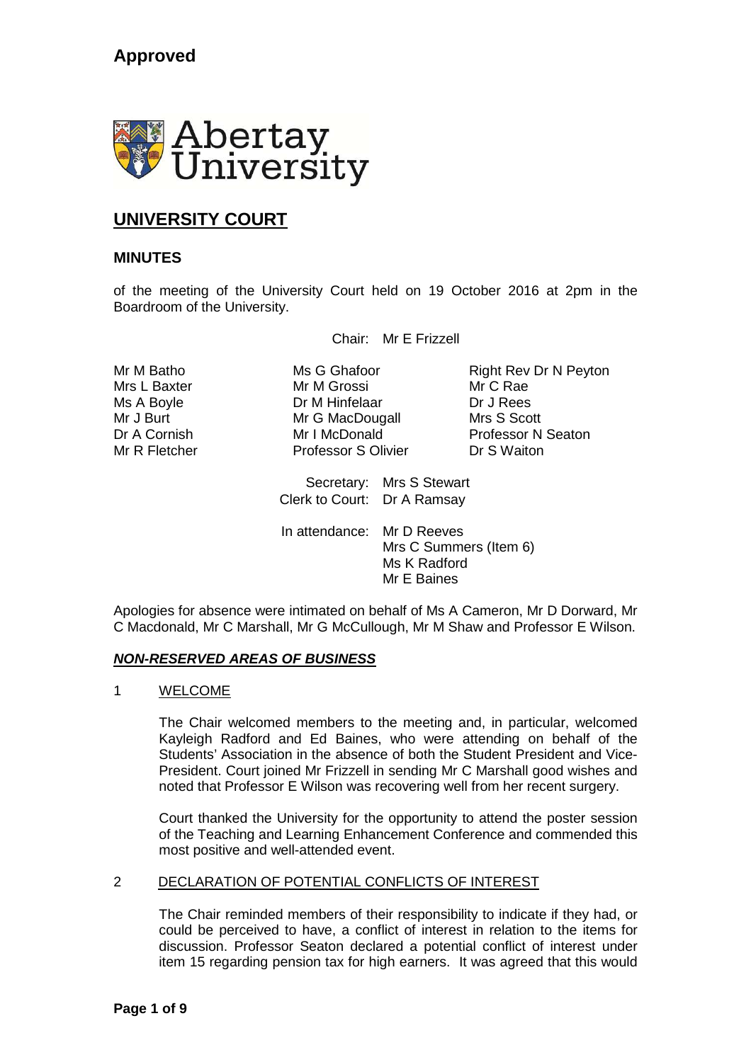**Approved**

# UNIVERSITY COURT

## MINUTES

of the meeting of the University Court held on 19 October 2016 at 2pm in the Boardroom of the University.

Chair: Mr E Frizzell

Mr M Batho
Mrs L Baxter
Ms A Boyle
Mr J Burt
Dr A Cornish
Mr R Fletcher
Ms G Ghafoor
Mr M Grossi
Dr M Hinfelaar
Mr G MacDougall
Mr I McDonald
Professor S Olivier
Right Rev Dr N Peyton
Mr C Rae
Dr J Rees
Mrs S Scott
Professor N Seaton
Dr S Waiton

Secretary: Mrs S Stewart
Clerk to Court: Dr A Ramsay

In attendance: Mr D Reeves
Mrs C Summers (Item 6)
Ms K Radford
Mr E Baines

Apologies for absence were intimated on behalf of Ms A Cameron, Mr D Dorward, Mr C Macdonald, Mr C Marshall, Mr G McCullough, Mr M Shaw and Professor E Wilson.

***NON-RESERVED AREAS OF BUSINESS***

1 WELCOME

The Chair welcomed members to the meeting and, in particular, welcomed Kayleigh Radford and Ed Baines, who were attending on behalf of the Students' Association in the absence of both the Student President and Vice-President. Court joined Mr Frizzell in sending Mr C Marshall good wishes and noted that Professor E Wilson was recovering well from her recent surgery.

Court thanked the University for the opportunity to attend the poster session of the Teaching and Learning Enhancement Conference and commended this most positive and well-attended event.

2 DECLARATION OF POTENTIAL CONFLICTS OF INTEREST

The Chair reminded members of their responsibility to indicate if they had, or could be perceived to have, a conflict of interest in relation to the items for discussion. Professor Seaton declared a potential conflict of interest under item 15 regarding pension tax for high earners. It was agreed that this would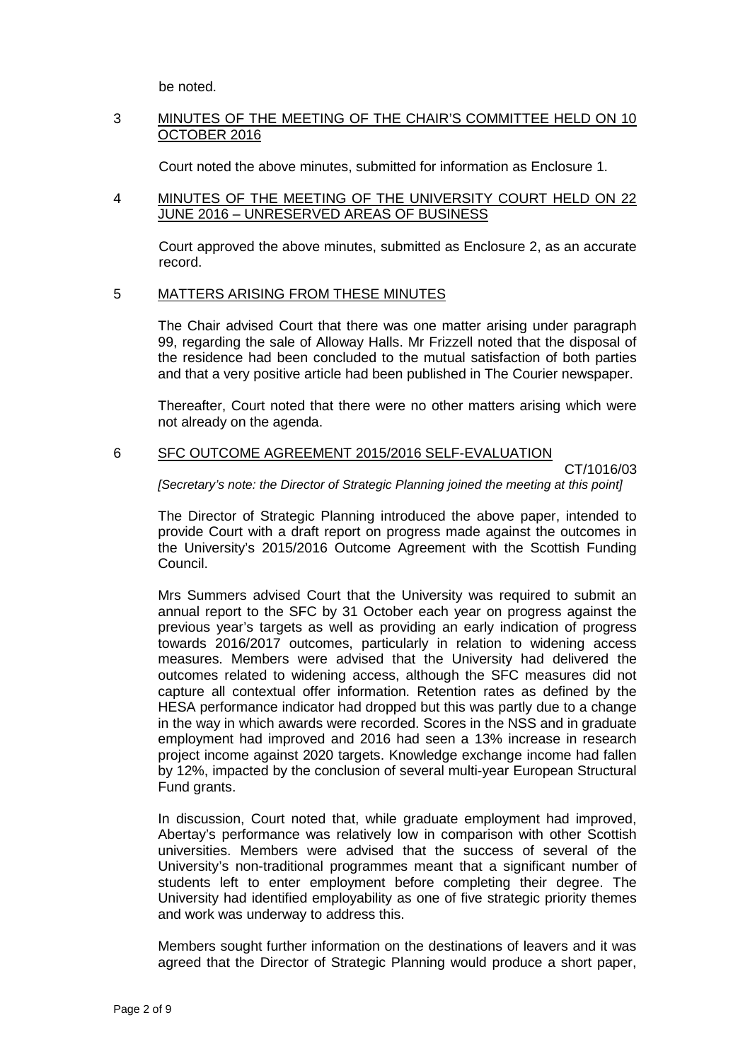be noted.

## 3 MINUTES OF THE MEETING OF THE CHAIR'S COMMITTEE HELD ON 10 OCTOBER 2016

Court noted the above minutes, submitted for information as Enclosure 1.

## 4 MINUTES OF THE MEETING OF THE UNIVERSITY COURT HELD ON 22 JUNE 2016 – UNRESERVED AREAS OF BUSINESS

Court approved the above minutes, submitted as Enclosure 2, as an accurate record.

## 5 MATTERS ARISING FROM THESE MINUTES

The Chair advised Court that there was one matter arising under paragraph 99, regarding the sale of Alloway Halls. Mr Frizzell noted that the disposal of the residence had been concluded to the mutual satisfaction of both parties and that a very positive article had been published in The Courier newspaper.

Thereafter, Court noted that there were no other matters arising which were not already on the agenda.

## 6 SFC OUTCOME AGREEMENT 2015/2016 SELF-EVALUATION

CT/1016/03

*[Secretary's note: the Director of Strategic Planning joined the meeting at this point]*

The Director of Strategic Planning introduced the above paper, intended to provide Court with a draft report on progress made against the outcomes in the University's 2015/2016 Outcome Agreement with the Scottish Funding Council.

Mrs Summers advised Court that the University was required to submit an annual report to the SFC by 31 October each year on progress against the previous year's targets as well as providing an early indication of progress towards 2016/2017 outcomes, particularly in relation to widening access measures. Members were advised that the University had delivered the outcomes related to widening access, although the SFC measures did not capture all contextual offer information. Retention rates as defined by the HESA performance indicator had dropped but this was partly due to a change in the way in which awards were recorded. Scores in the NSS and in graduate employment had improved and 2016 had seen a 13% increase in research project income against 2020 targets. Knowledge exchange income had fallen by 12%, impacted by the conclusion of several multi-year European Structural Fund grants.

In discussion, Court noted that, while graduate employment had improved, Abertay's performance was relatively low in comparison with other Scottish universities. Members were advised that the success of several of the University's non-traditional programmes meant that a significant number of students left to enter employment before completing their degree. The University had identified employability as one of five strategic priority themes and work was underway to address this.

Members sought further information on the destinations of leavers and it was agreed that the Director of Strategic Planning would produce a short paper,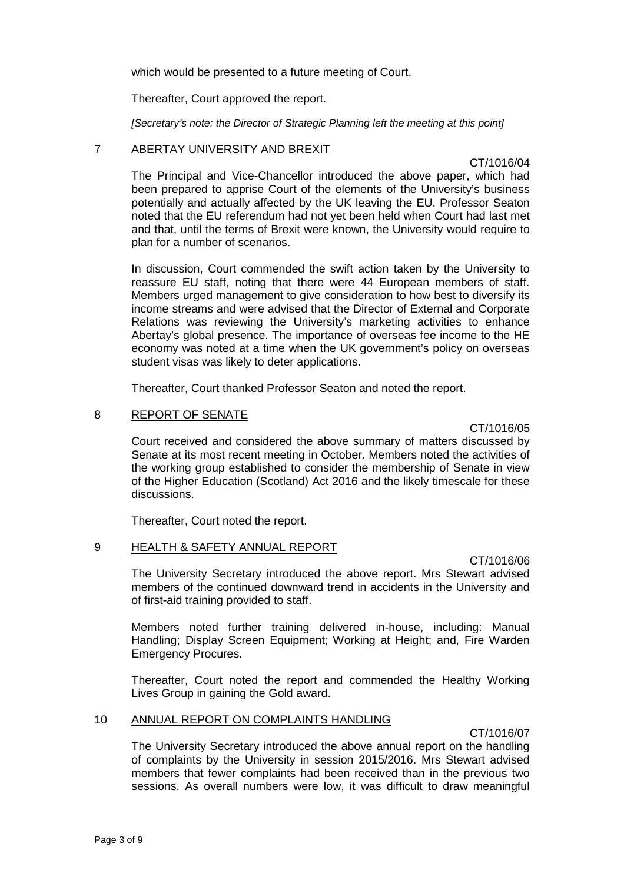which would be presented to a future meeting of Court.

Thereafter, Court approved the report.

*[Secretary's note: the Director of Strategic Planning left the meeting at this point]*

## 7 ABERTAY UNIVERSITY AND BREXIT

CT/1016/04

The Principal and Vice-Chancellor introduced the above paper, which had been prepared to apprise Court of the elements of the University's business potentially and actually affected by the UK leaving the EU. Professor Seaton noted that the EU referendum had not yet been held when Court had last met and that, until the terms of Brexit were known, the University would require to plan for a number of scenarios.

In discussion, Court commended the swift action taken by the University to reassure EU staff, noting that there were 44 European members of staff. Members urged management to give consideration to how best to diversify its income streams and were advised that the Director of External and Corporate Relations was reviewing the University's marketing activities to enhance Abertay's global presence. The importance of overseas fee income to the HE economy was noted at a time when the UK government's policy on overseas student visas was likely to deter applications.

Thereafter, Court thanked Professor Seaton and noted the report.

## 8 REPORT OF SENATE

CT/1016/05

Court received and considered the above summary of matters discussed by Senate at its most recent meeting in October. Members noted the activities of the working group established to consider the membership of Senate in view of the Higher Education (Scotland) Act 2016 and the likely timescale for these discussions.

Thereafter, Court noted the report.

## 9 HEALTH & SAFETY ANNUAL REPORT

CT/1016/06

The University Secretary introduced the above report. Mrs Stewart advised members of the continued downward trend in accidents in the University and of first-aid training provided to staff.

Members noted further training delivered in-house, including: Manual Handling; Display Screen Equipment; Working at Height; and, Fire Warden Emergency Procures.

Thereafter, Court noted the report and commended the Healthy Working Lives Group in gaining the Gold award.

## 10 ANNUAL REPORT ON COMPLAINTS HANDLING

CT/1016/07

The University Secretary introduced the above annual report on the handling of complaints by the University in session 2015/2016. Mrs Stewart advised members that fewer complaints had been received than in the previous two sessions. As overall numbers were low, it was difficult to draw meaningful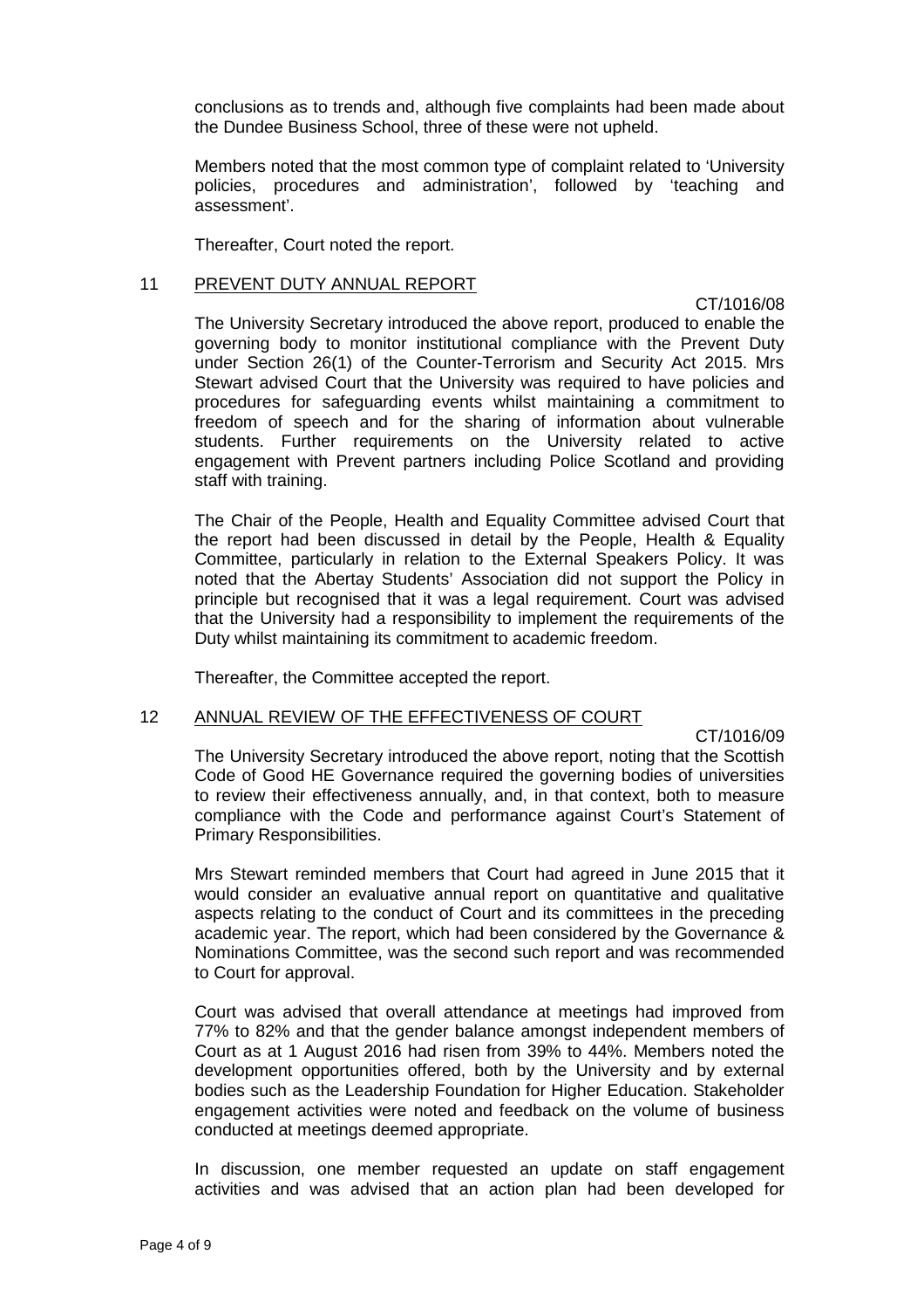conclusions as to trends and, although five complaints had been made about the Dundee Business School, three of these were not upheld.

Members noted that the most common type of complaint related to 'University policies, procedures and administration', followed by 'teaching and assessment'.

Thereafter, Court noted the report.

## 11 PREVENT DUTY ANNUAL REPORT

CT/1016/08

The University Secretary introduced the above report, produced to enable the governing body to monitor institutional compliance with the Prevent Duty under Section 26(1) of the Counter-Terrorism and Security Act 2015. Mrs Stewart advised Court that the University was required to have policies and procedures for safeguarding events whilst maintaining a commitment to freedom of speech and for the sharing of information about vulnerable students. Further requirements on the University related to active engagement with Prevent partners including Police Scotland and providing staff with training.

The Chair of the People, Health and Equality Committee advised Court that the report had been discussed in detail by the People, Health & Equality Committee, particularly in relation to the External Speakers Policy. It was noted that the Abertay Students' Association did not support the Policy in principle but recognised that it was a legal requirement. Court was advised that the University had a responsibility to implement the requirements of the Duty whilst maintaining its commitment to academic freedom.

Thereafter, the Committee accepted the report.

## 12 ANNUAL REVIEW OF THE EFFECTIVENESS OF COURT

CT/1016/09

The University Secretary introduced the above report, noting that the Scottish Code of Good HE Governance required the governing bodies of universities to review their effectiveness annually, and, in that context, both to measure compliance with the Code and performance against Court's Statement of Primary Responsibilities.

Mrs Stewart reminded members that Court had agreed in June 2015 that it would consider an evaluative annual report on quantitative and qualitative aspects relating to the conduct of Court and its committees in the preceding academic year. The report, which had been considered by the Governance & Nominations Committee, was the second such report and was recommended to Court for approval.

Court was advised that overall attendance at meetings had improved from 77% to 82% and that the gender balance amongst independent members of Court as at 1 August 2016 had risen from 39% to 44%. Members noted the development opportunities offered, both by the University and by external bodies such as the Leadership Foundation for Higher Education. Stakeholder engagement activities were noted and feedback on the volume of business conducted at meetings deemed appropriate.

In discussion, one member requested an update on staff engagement activities and was advised that an action plan had been developed for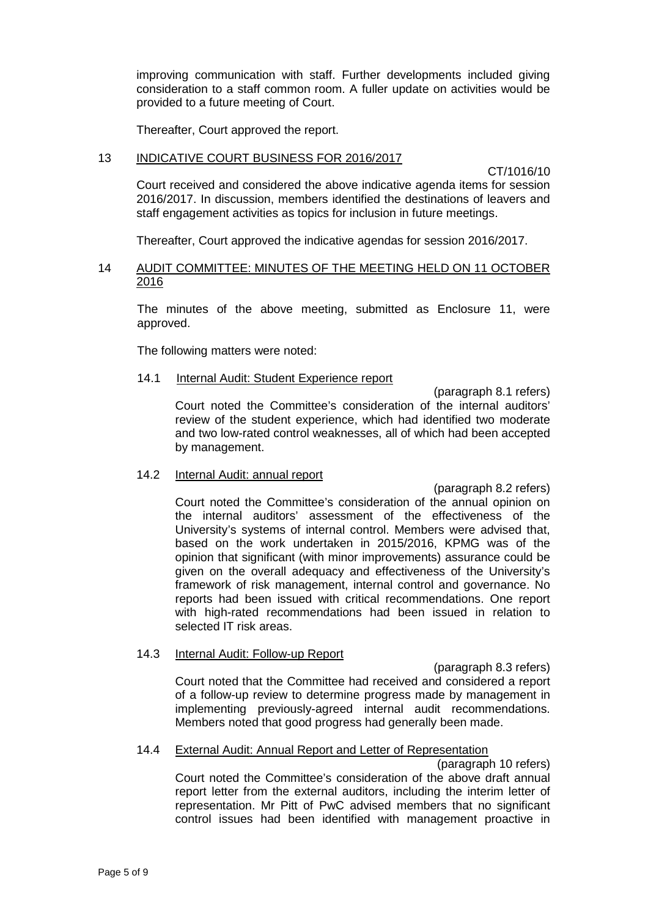improving communication with staff. Further developments included giving consideration to a staff common room. A fuller update on activities would be provided to a future meeting of Court.

Thereafter, Court approved the report.

## 13 INDICATIVE COURT BUSINESS FOR 2016/2017

CT/1016/10

Court received and considered the above indicative agenda items for session 2016/2017. In discussion, members identified the destinations of leavers and staff engagement activities as topics for inclusion in future meetings.

Thereafter, Court approved the indicative agendas for session 2016/2017.

## 14 AUDIT COMMITTEE: MINUTES OF THE MEETING HELD ON 11 OCTOBER 2016

The minutes of the above meeting, submitted as Enclosure 11, were approved.

The following matters were noted:

### 14.1 Internal Audit: Student Experience report

(paragraph 8.1 refers)

Court noted the Committee's consideration of the internal auditors' review of the student experience, which had identified two moderate and two low-rated control weaknesses, all of which had been accepted by management.

### 14.2 Internal Audit: annual report

(paragraph 8.2 refers)

Court noted the Committee's consideration of the annual opinion on the internal auditors' assessment of the effectiveness of the University's systems of internal control. Members were advised that, based on the work undertaken in 2015/2016, KPMG was of the opinion that significant (with minor improvements) assurance could be given on the overall adequacy and effectiveness of the University's framework of risk management, internal control and governance. No reports had been issued with critical recommendations. One report with high-rated recommendations had been issued in relation to selected IT risk areas.

### 14.3 Internal Audit: Follow-up Report

(paragraph 8.3 refers)

Court noted that the Committee had received and considered a report of a follow-up review to determine progress made by management in implementing previously-agreed internal audit recommendations. Members noted that good progress had generally been made.

### 14.4 External Audit: Annual Report and Letter of Representation

(paragraph 10 refers)

Court noted the Committee's consideration of the above draft annual report letter from the external auditors, including the interim letter of representation. Mr Pitt of PwC advised members that no significant control issues had been identified with management proactive in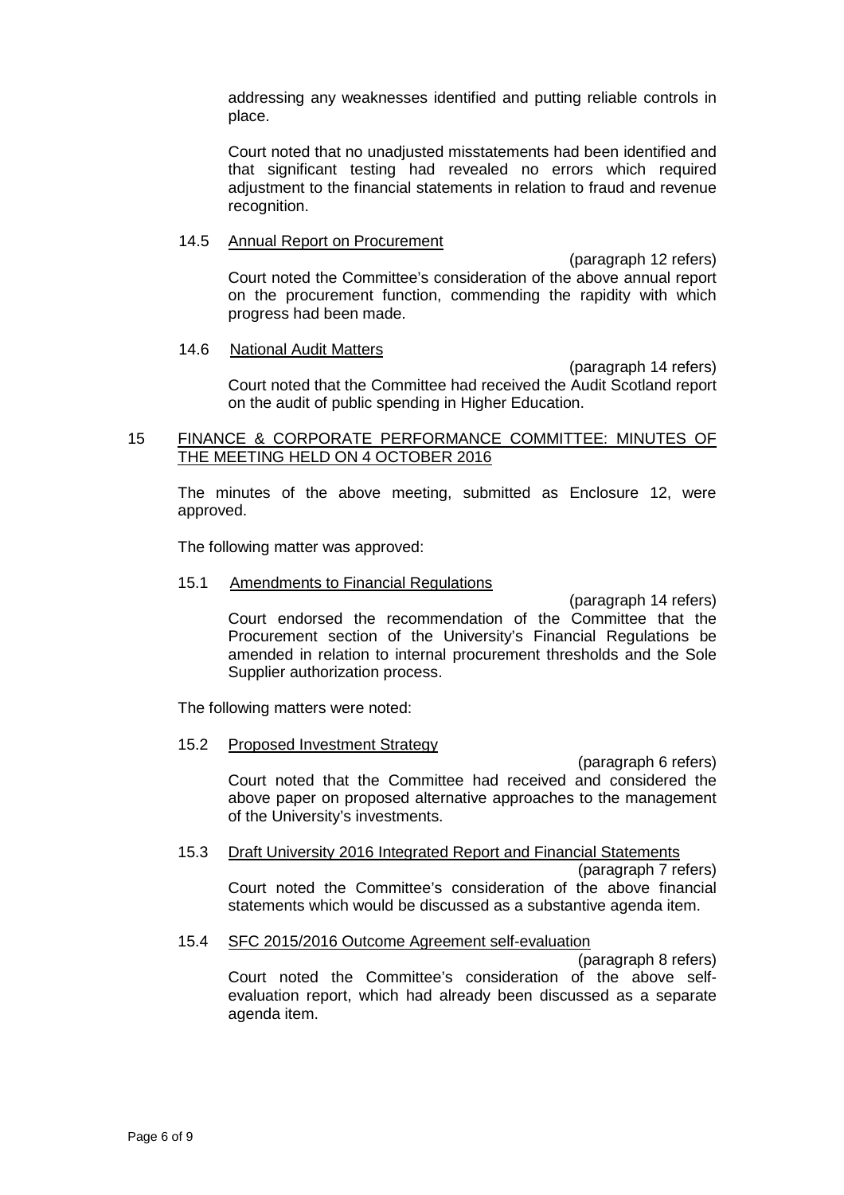addressing any weaknesses identified and putting reliable controls in place.

Court noted that no unadjusted misstatements had been identified and that significant testing had revealed no errors which required adjustment to the financial statements in relation to fraud and revenue recognition.

14.5 Annual Report on Procurement

(paragraph 12 refers)

Court noted the Committee's consideration of the above annual report on the procurement function, commending the rapidity with which progress had been made.

14.6 National Audit Matters

(paragraph 14 refers)

Court noted that the Committee had received the Audit Scotland report on the audit of public spending in Higher Education.

## 15 FINANCE & CORPORATE PERFORMANCE COMMITTEE: MINUTES OF THE MEETING HELD ON 4 OCTOBER 2016

The minutes of the above meeting, submitted as Enclosure 12, were approved.

The following matter was approved:

15.1 Amendments to Financial Regulations

(paragraph 14 refers)

Court endorsed the recommendation of the Committee that the Procurement section of the University's Financial Regulations be amended in relation to internal procurement thresholds and the Sole Supplier authorization process.

The following matters were noted:

15.2 Proposed Investment Strategy

(paragraph 6 refers)

Court noted that the Committee had received and considered the above paper on proposed alternative approaches to the management of the University's investments.

15.3 Draft University 2016 Integrated Report and Financial Statements

(paragraph 7 refers)

Court noted the Committee's consideration of the above financial statements which would be discussed as a substantive agenda item.

15.4 SFC 2015/2016 Outcome Agreement self-evaluation

(paragraph 8 refers)

Court noted the Committee's consideration of the above self-evaluation report, which had already been discussed as a separate agenda item.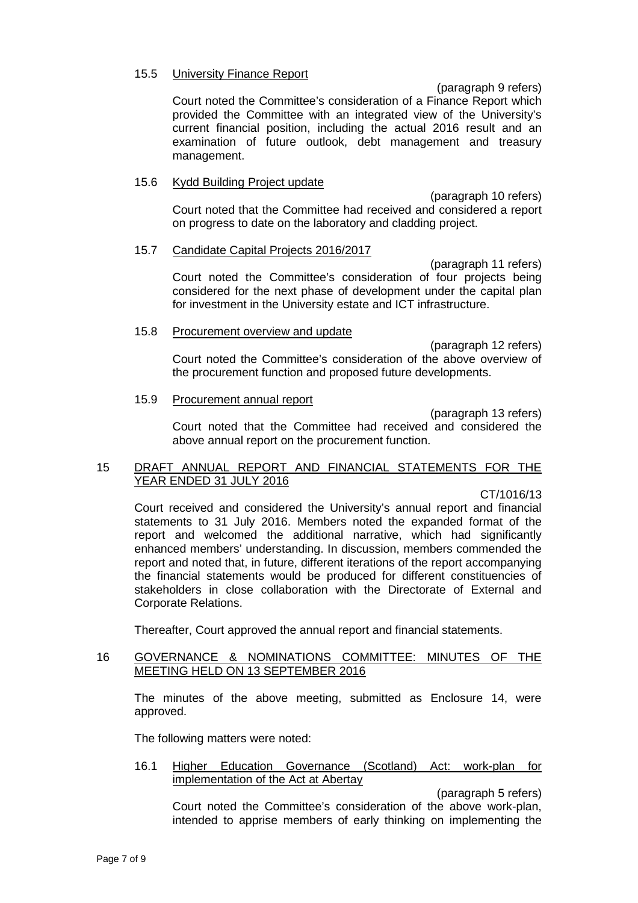15.5 <u>University Finance Report</u>

(paragraph 9 refers)

Court noted the Committee's consideration of a Finance Report which provided the Committee with an integrated view of the University's current financial position, including the actual 2016 result and an examination of future outlook, debt management and treasury management.

15.6 <u>Kydd Building Project update</u>

(paragraph 10 refers)

Court noted that the Committee had received and considered a report on progress to date on the laboratory and cladding project.

15.7 <u>Candidate Capital Projects 2016/2017</u>

(paragraph 11 refers)

Court noted the Committee's consideration of four projects being considered for the next phase of development under the capital plan for investment in the University estate and ICT infrastructure.

15.8 <u>Procurement overview and update</u>

(paragraph 12 refers)

Court noted the Committee's consideration of the above overview of the procurement function and proposed future developments.

15.9 <u>Procurement annual report</u>

(paragraph 13 refers)

Court noted that the Committee had received and considered the above annual report on the procurement function.

## 15 <u>DRAFT ANNUAL REPORT AND FINANCIAL STATEMENTS FOR THE YEAR ENDED 31 JULY 2016</u>

CT/1016/13

Court received and considered the University's annual report and financial statements to 31 July 2016. Members noted the expanded format of the report and welcomed the additional narrative, which had significantly enhanced members' understanding. In discussion, members commended the report and noted that, in future, different iterations of the report accompanying the financial statements would be produced for different constituencies of stakeholders in close collaboration with the Directorate of External and Corporate Relations.

Thereafter, Court approved the annual report and financial statements.

## 16 <u>GOVERNANCE & NOMINATIONS COMMITTEE: MINUTES OF THE MEETING HELD ON 13 SEPTEMBER 2016</u>

The minutes of the above meeting, submitted as Enclosure 14, were approved.

The following matters were noted:

16.1 <u>Higher Education Governance (Scotland) Act: work-plan for implementation of the Act at Abertay</u>

(paragraph 5 refers)

Court noted the Committee's consideration of the above work-plan, intended to apprise members of early thinking on implementing the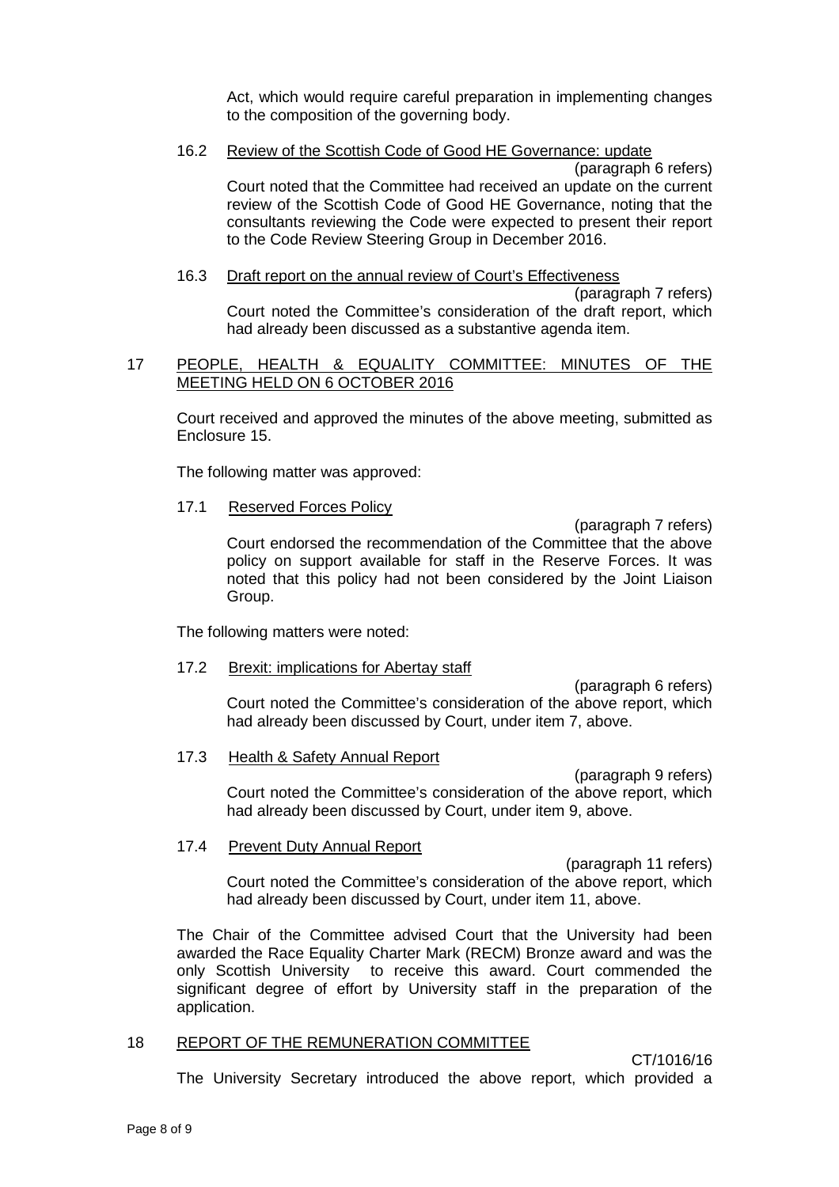Act, which would require careful preparation in implementing changes to the composition of the governing body.

16.2 Review of the Scottish Code of Good HE Governance: update

(paragraph 6 refers)

Court noted that the Committee had received an update on the current review of the Scottish Code of Good HE Governance, noting that the consultants reviewing the Code were expected to present their report to the Code Review Steering Group in December 2016.

16.3 Draft report on the annual review of Court's Effectiveness

(paragraph 7 refers)

Court noted the Committee's consideration of the draft report, which had already been discussed as a substantive agenda item.

## 17 PEOPLE, HEALTH & EQUALITY COMMITTEE: MINUTES OF THE MEETING HELD ON 6 OCTOBER 2016

Court received and approved the minutes of the above meeting, submitted as Enclosure 15.

The following matter was approved:

17.1 Reserved Forces Policy

(paragraph 7 refers)

Court endorsed the recommendation of the Committee that the above policy on support available for staff in the Reserve Forces. It was noted that this policy had not been considered by the Joint Liaison Group.

The following matters were noted:

17.2 Brexit: implications for Abertay staff

(paragraph 6 refers)

Court noted the Committee's consideration of the above report, which had already been discussed by Court, under item 7, above.

17.3 Health & Safety Annual Report

(paragraph 9 refers)

Court noted the Committee's consideration of the above report, which had already been discussed by Court, under item 9, above.

17.4 Prevent Duty Annual Report

(paragraph 11 refers)

Court noted the Committee's consideration of the above report, which had already been discussed by Court, under item 11, above.

The Chair of the Committee advised Court that the University had been awarded the Race Equality Charter Mark (RECM) Bronze award and was the only Scottish University to receive this award. Court commended the significant degree of effort by University staff in the preparation of the application.

## 18 REPORT OF THE REMUNERATION COMMITTEE

CT/1016/16

The University Secretary introduced the above report, which provided a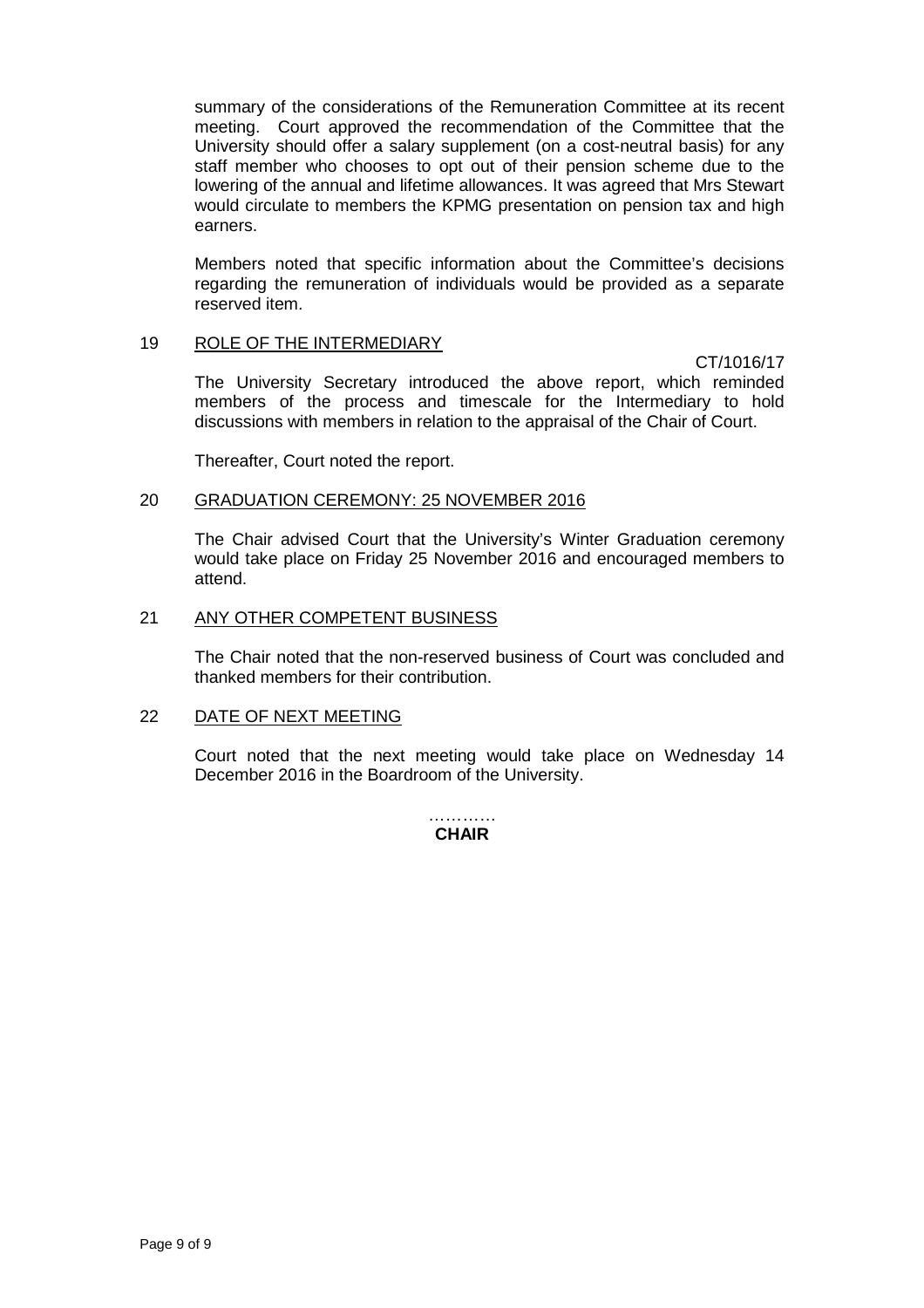summary of the considerations of the Remuneration Committee at its recent meeting. Court approved the recommendation of the Committee that the University should offer a salary supplement (on a cost-neutral basis) for any staff member who chooses to opt out of their pension scheme due to the lowering of the annual and lifetime allowances. It was agreed that Mrs Stewart would circulate to members the KPMG presentation on pension tax and high earners.

Members noted that specific information about the Committee's decisions regarding the remuneration of individuals would be provided as a separate reserved item.

## 19 ROLE OF THE INTERMEDIARY

CT/1016/17

The University Secretary introduced the above report, which reminded members of the process and timescale for the Intermediary to hold discussions with members in relation to the appraisal of the Chair of Court.

Thereafter, Court noted the report.

## 20 GRADUATION CEREMONY: 25 NOVEMBER 2016

The Chair advised Court that the University's Winter Graduation ceremony would take place on Friday 25 November 2016 and encouraged members to attend.

## 21 ANY OTHER COMPETENT BUSINESS

The Chair noted that the non-reserved business of Court was concluded and thanked members for their contribution.

## 22 DATE OF NEXT MEETING

Court noted that the next meeting would take place on Wednesday 14 December 2016 in the Boardroom of the University.

…………

**CHAIR**